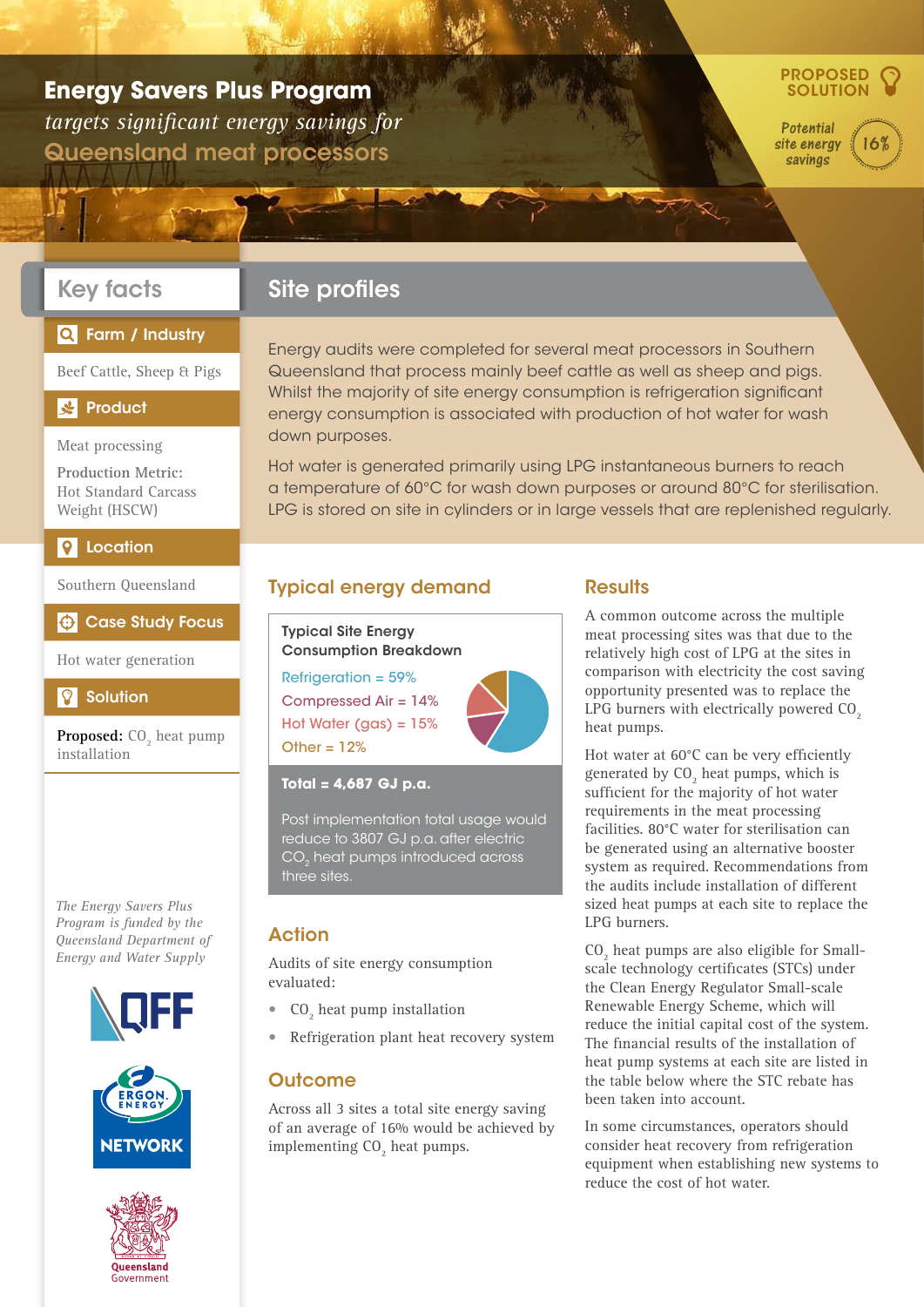# Energy Savers Plus Program

*targets significant energy savings for*

## Queensland meat processors

**PROPOSED SOLUTION**

*Potential site energy savings* 16%

## Key facts

### Farm / Industry

Beef Cattle, Sheep & Pigs

### Product

Meat processing

**Production Metric:** Hot Standard Carcass Weight (HSCW)

### Location

Southern Queensland

### Case Study Focus

Hot water generation

### Solution

**Proposed:** $CO_2$ heat pump installation

*The Energy Savers Plus Program is funded by the Queensland Department of Energy and Water Supply*

QFF

ERGON ENERGY NETWORK

Queensland Government

## Site profiles

Energy audits were completed for several meat processors in Southern Queensland that process mainly beef cattle as well as sheep and pigs. Whilst the majority of site energy consumption is refrigeration significant energy consumption is associated with production of hot water for wash down purposes.

Hot water is generated primarily using LPG instantaneous burners to reach a temperature of 60°C for wash down purposes or around 80°C for sterilisation. LPG is stored on site in cylinders or in large vessels that are replenished regularly.

## Typical energy demand

**Typical Site Energy Consumption Breakdown**

- Refrigeration = 59%
- Compressed Air = 14%
- Hot Water (gas) = 15%
- Other = 12%

**Total = 4,687 GJ p.a.**

Post implementation total usage would reduce to 3807 GJ p.a. after electric $CO_2$ heat pumps introduced across three sites.

## Action

Audits of site energy consumption evaluated:

- $CO_2$ heat pump installation
- Refrigeration plant heat recovery system

## Outcome

Across all 3 sites a total site energy saving of an average of 16% would be achieved by implementing $CO_2$ heat pumps.

## Results

A common outcome across the multiple meat processing sites was that due to the relatively high cost of LPG at the sites in comparison with electricity the cost saving opportunity presented was to replace the LPG burners with electrically powered $CO_2$ heat pumps.

Hot water at 60°C can be very efficiently generated by $CO_2$ heat pumps, which is sufficient for the majority of hot water requirements in the meat processing facilities. 80°C water for sterilisation can be generated using an alternative booster system as required. Recommendations from the audits include installation of different sized heat pumps at each site to replace the LPG burners.

$CO_2$ heat pumps are also eligible for Small-scale technology certificates (STCs) under the Clean Energy Regulator Small-scale Renewable Energy Scheme, which will reduce the initial capital cost of the system. The financial results of the installation of heat pump systems at each site are listed in the table below where the STC rebate has been taken into account.

In some circumstances, operators should consider heat recovery from refrigeration equipment when establishing new systems to reduce the cost of hot water.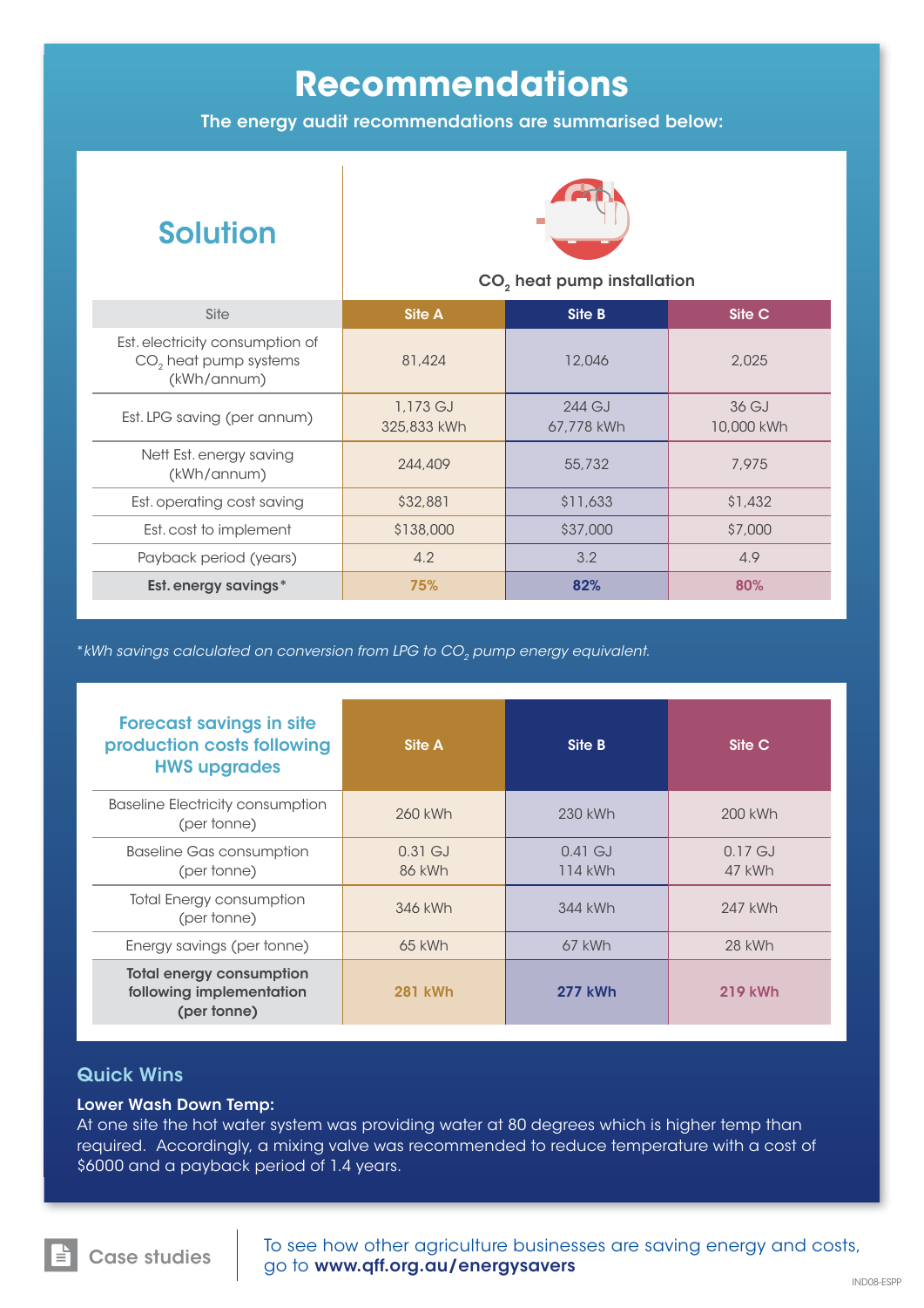# Recommendations

The energy audit recommendations are summarised below:

| Solution | $CO_2$ heat pump installation | | |
|---|---|---|---|
| Site | Site A | Site B | Site C |
| Est. electricity consumption of $CO_2$ heat pump systems (kWh/annum) | 81,424 | 12,046 | 2,025 |
| Est. LPG saving (per annum) | 1,173 GJ 325,833 kWh | 244 GJ 67,778 kWh | 36 GJ 10,000 kWh |
| Nett Est. energy saving (kWh/annum) | 244,409 | 55,732 | 7,975 |
| Est. operating cost saving | $32,881 | $11,633 | $1,432 |
| Est. cost to implement | $138,000 | $37,000 | $7,000 |
| Payback period (years) | 4.2 | 3.2 | 4.9 |
| **Est. energy savings*** | **75%** | **82%** | **80%** |

*\*kWh savings calculated on conversion from LPG to $CO_2$ pump energy equivalent.*

| Forecast savings in site production costs following HWS upgrades | Site A | Site B | Site C |
|---|---|---|---|
| Baseline Electricity consumption (per tonne) | 260 kWh | 230 kWh | 200 kWh |
| Baseline Gas consumption (per tonne) | 0.31 GJ 86 kWh | 0.41 GJ 114 kWh | 0.17 GJ 47 kWh |
| Total Energy consumption (per tonne) | 346 kWh | 344 kWh | 247 kWh |
| Energy savings (per tonne) | 65 kWh | 67 kWh | 28 kWh |
| **Total energy consumption following implementation (per tonne)** | **281 kWh** | **277 kWh** | **219 kWh** |

## Quick Wins

**Lower Wash Down Temp:**

At one site the hot water system was providing water at 80 degrees which is higher temp than required. Accordingly, a mixing valve was recommended to reduce temperature with a cost of $6000 and a payback period of 1.4 years.

Case studies

To see how other agriculture businesses are saving energy and costs, go to **www.qff.org.au/energysavers**

IND08-ESPP